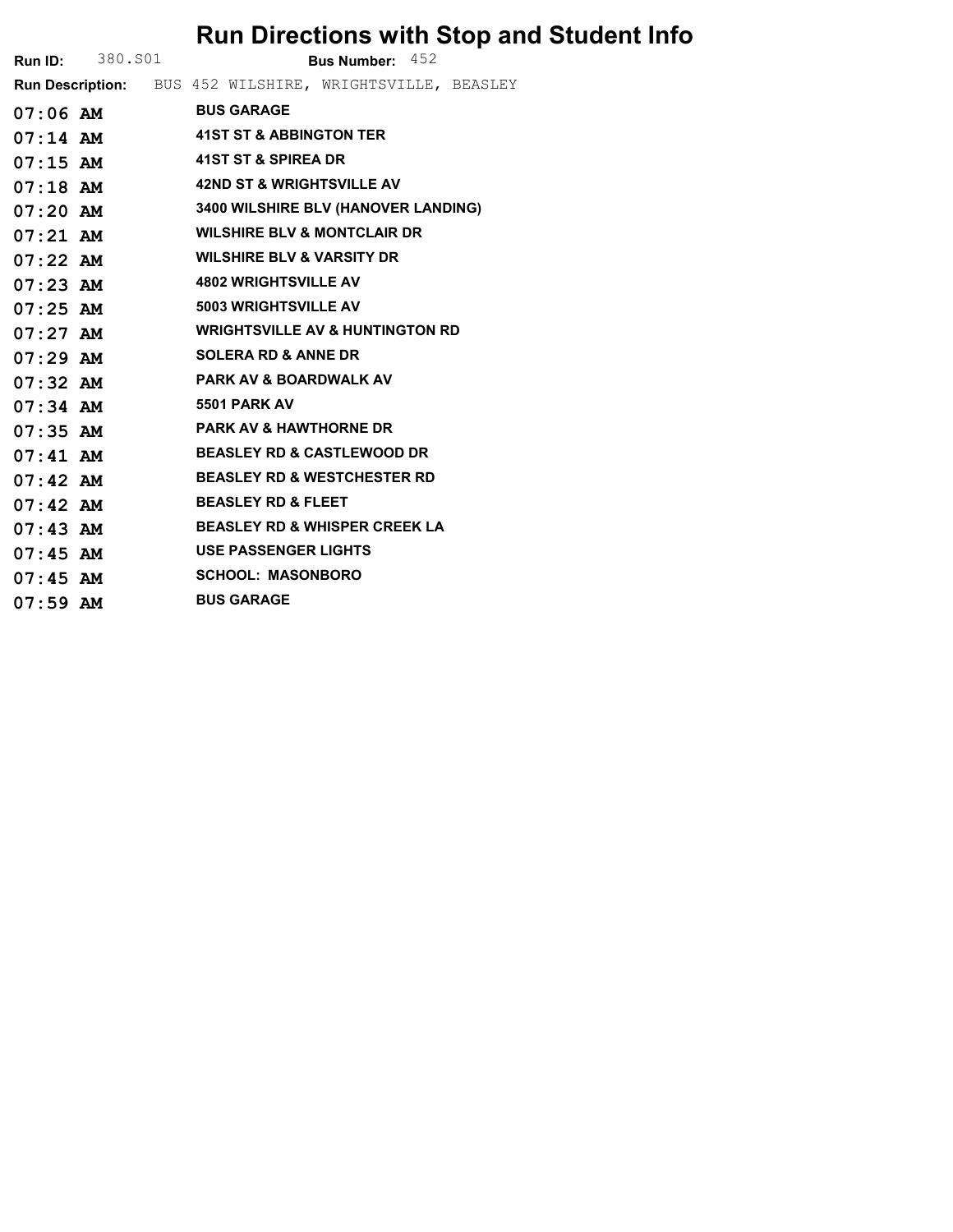# Run Directions with Stop and Student Info

**Run ID:** 380.S01 **Bus Number:** 452

**Run Description:** BUS 452 WILSHIRE, WRIGHTSVILLE, BEASLEY

| Time | Stop |
|---|---|
| 07:06 AM | BUS GARAGE |
| 07:14 AM | 41ST ST & ABBINGTON TER |
| 07:15 AM | 41ST ST & SPIREA DR |
| 07:18 AM | 42ND ST & WRIGHTSVILLE AV |
| 07:20 AM | 3400 WILSHIRE BLV (HANOVER LANDING) |
| 07:21 AM | WILSHIRE BLV & MONTCLAIR DR |
| 07:22 AM | WILSHIRE BLV & VARSITY DR |
| 07:23 AM | 4802 WRIGHTSVILLE AV |
| 07:25 AM | 5003 WRIGHTSVILLE AV |
| 07:27 AM | WRIGHTSVILLE AV & HUNTINGTON RD |
| 07:29 AM | SOLERA RD & ANNE DR |
| 07:32 AM | PARK AV & BOARDWALK AV |
| 07:34 AM | 5501 PARK AV |
| 07:35 AM | PARK AV & HAWTHORNE DR |
| 07:41 AM | BEASLEY RD & CASTLEWOOD DR |
| 07:42 AM | BEASLEY RD & WESTCHESTER RD |
| 07:42 AM | BEASLEY RD & FLEET |
| 07:43 AM | BEASLEY RD & WHISPER CREEK LA |
| 07:45 AM | USE PASSENGER LIGHTS |
| 07:45 AM | SCHOOL: MASONBORO |
| 07:59 AM | BUS GARAGE |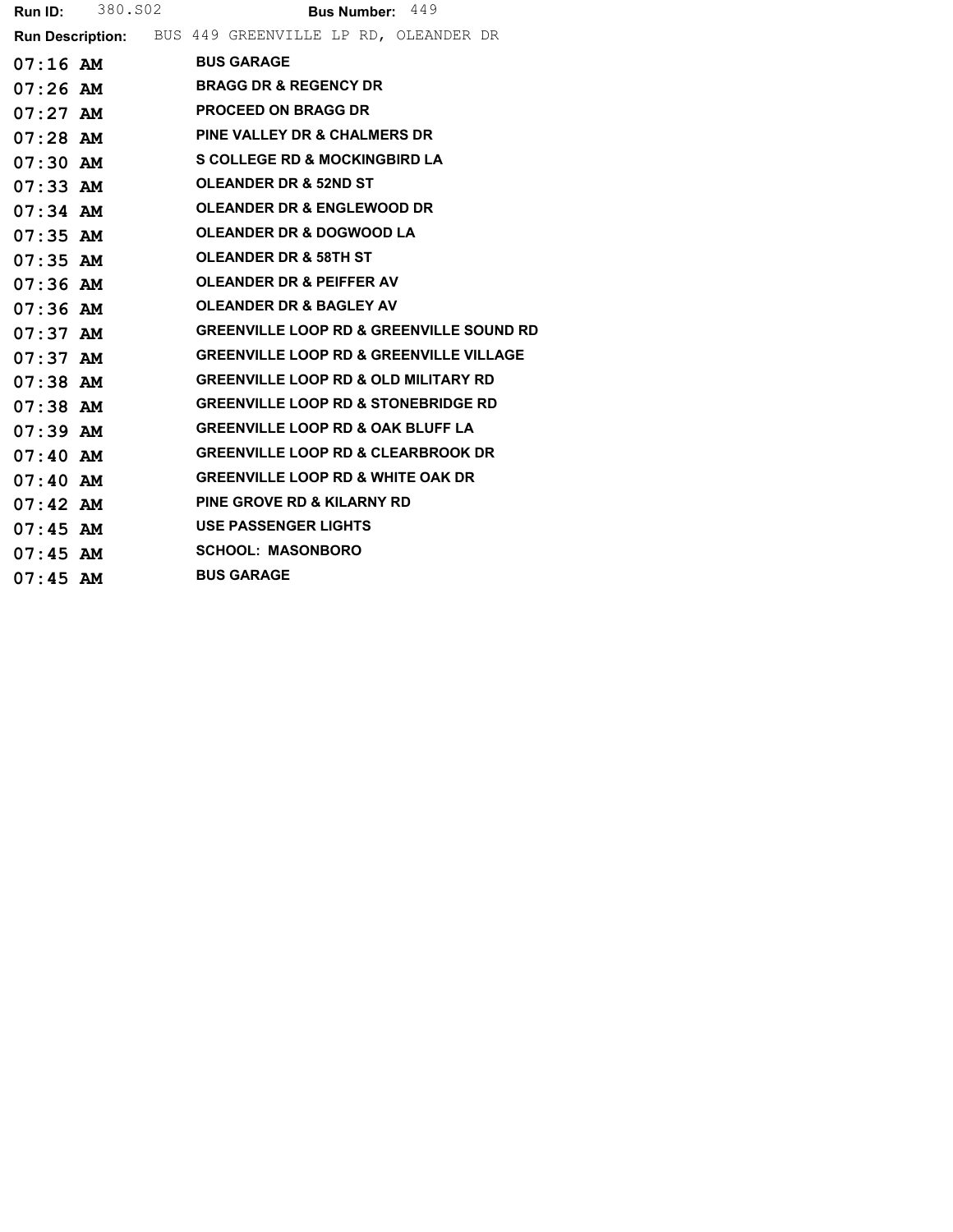**Run ID:** 380.S02 **Bus Number:** 449

**Run Description:** BUS 449 GREENVILLE LP RD, OLEANDER DR

| | |
|---|---|
| 07:16 AM | **BUS GARAGE** |
| 07:26 AM | **BRAGG DR & REGENCY DR** |
| 07:27 AM | **PROCEED ON BRAGG DR** |
| 07:28 AM | **PINE VALLEY DR & CHALMERS DR** |
| 07:30 AM | **S COLLEGE RD & MOCKINGBIRD LA** |
| 07:33 AM | **OLEANDER DR & 52ND ST** |
| 07:34 AM | **OLEANDER DR & ENGLEWOOD DR** |
| 07:35 AM | **OLEANDER DR & DOGWOOD LA** |
| 07:35 AM | **OLEANDER DR & 58TH ST** |
| 07:36 AM | **OLEANDER DR & PEIFFER AV** |
| 07:36 AM | **OLEANDER DR & BAGLEY AV** |
| 07:37 AM | **GREENVILLE LOOP RD & GREENVILLE SOUND RD** |
| 07:37 AM | **GREENVILLE LOOP RD & GREENVILLE VILLAGE** |
| 07:38 AM | **GREENVILLE LOOP RD & OLD MILITARY RD** |
| 07:38 AM | **GREENVILLE LOOP RD & STONEBRIDGE RD** |
| 07:39 AM | **GREENVILLE LOOP RD & OAK BLUFF LA** |
| 07:40 AM | **GREENVILLE LOOP RD & CLEARBROOK DR** |
| 07:40 AM | **GREENVILLE LOOP RD & WHITE OAK DR** |
| 07:42 AM | **PINE GROVE RD & KILARNY RD** |
| 07:45 AM | **USE PASSENGER LIGHTS** |
| 07:45 AM | **SCHOOL: MASONBORO** |
| 07:45 AM | **BUS GARAGE** |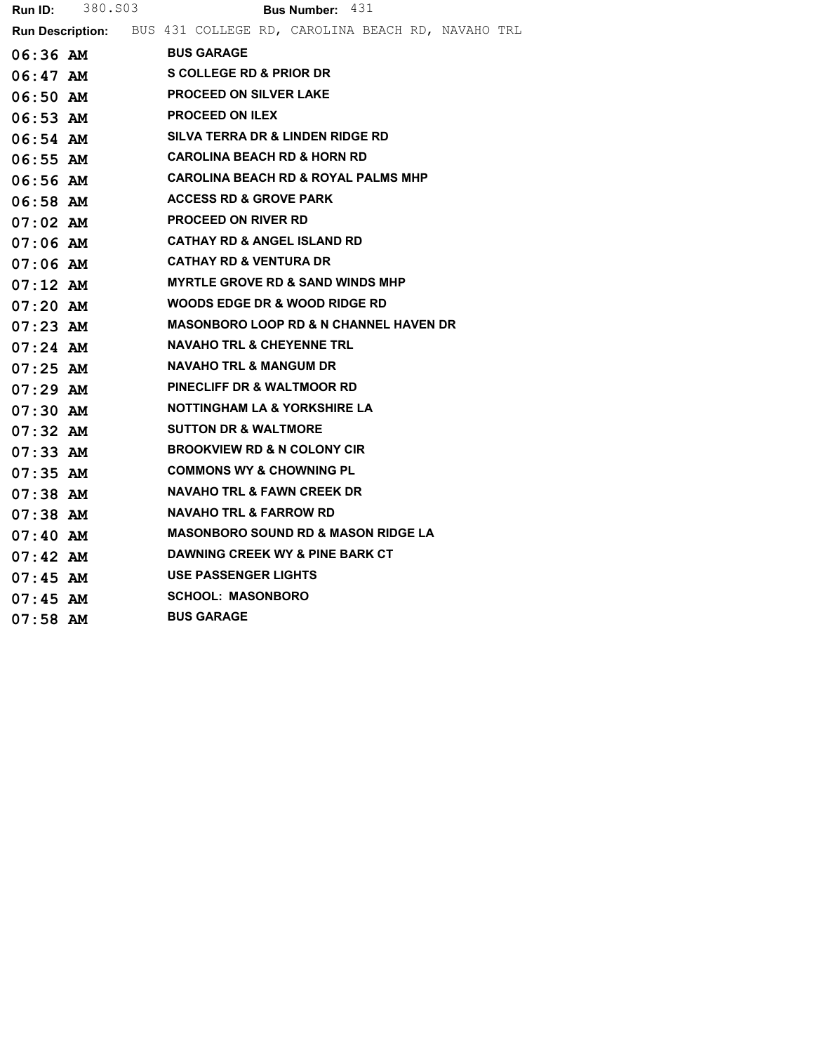**Run ID:** 380.S03 **Bus Number:** 431

**Run Description:** BUS 431 COLLEGE RD, CAROLINA BEACH RD, NAVAHO TRL

| Time | Stop |
|---|---|
| 06:36 AM | BUS GARAGE |
| 06:47 AM | S COLLEGE RD & PRIOR DR |
| 06:50 AM | PROCEED ON SILVER LAKE |
| 06:53 AM | PROCEED ON ILEX |
| 06:54 AM | SILVA TERRA DR & LINDEN RIDGE RD |
| 06:55 AM | CAROLINA BEACH RD & HORN RD |
| 06:56 AM | CAROLINA BEACH RD & ROYAL PALMS MHP |
| 06:58 AM | ACCESS RD & GROVE PARK |
| 07:02 AM | PROCEED ON RIVER RD |
| 07:06 AM | CATHAY RD & ANGEL ISLAND RD |
| 07:06 AM | CATHAY RD & VENTURA DR |
| 07:12 AM | MYRTLE GROVE RD & SAND WINDS MHP |
| 07:20 AM | WOODS EDGE DR & WOOD RIDGE RD |
| 07:23 AM | MASONBORO LOOP RD & N CHANNEL HAVEN DR |
| 07:24 AM | NAVAHO TRL & CHEYENNE TRL |
| 07:25 AM | NAVAHO TRL & MANGUM DR |
| 07:29 AM | PINECLIFF DR & WALTMOOR RD |
| 07:30 AM | NOTTINGHAM LA & YORKSHIRE LA |
| 07:32 AM | SUTTON DR & WALTMORE |
| 07:33 AM | BROOKVIEW RD & N COLONY CIR |
| 07:35 AM | COMMONS WY & CHOWNING PL |
| 07:38 AM | NAVAHO TRL & FAWN CREEK DR |
| 07:38 AM | NAVAHO TRL & FARROW RD |
| 07:40 AM | MASONBORO SOUND RD & MASON RIDGE LA |
| 07:42 AM | DAWNING CREEK WY & PINE BARK CT |
| 07:45 AM | USE PASSENGER LIGHTS |
| 07:45 AM | SCHOOL: MASONBORO |
| 07:58 AM | BUS GARAGE |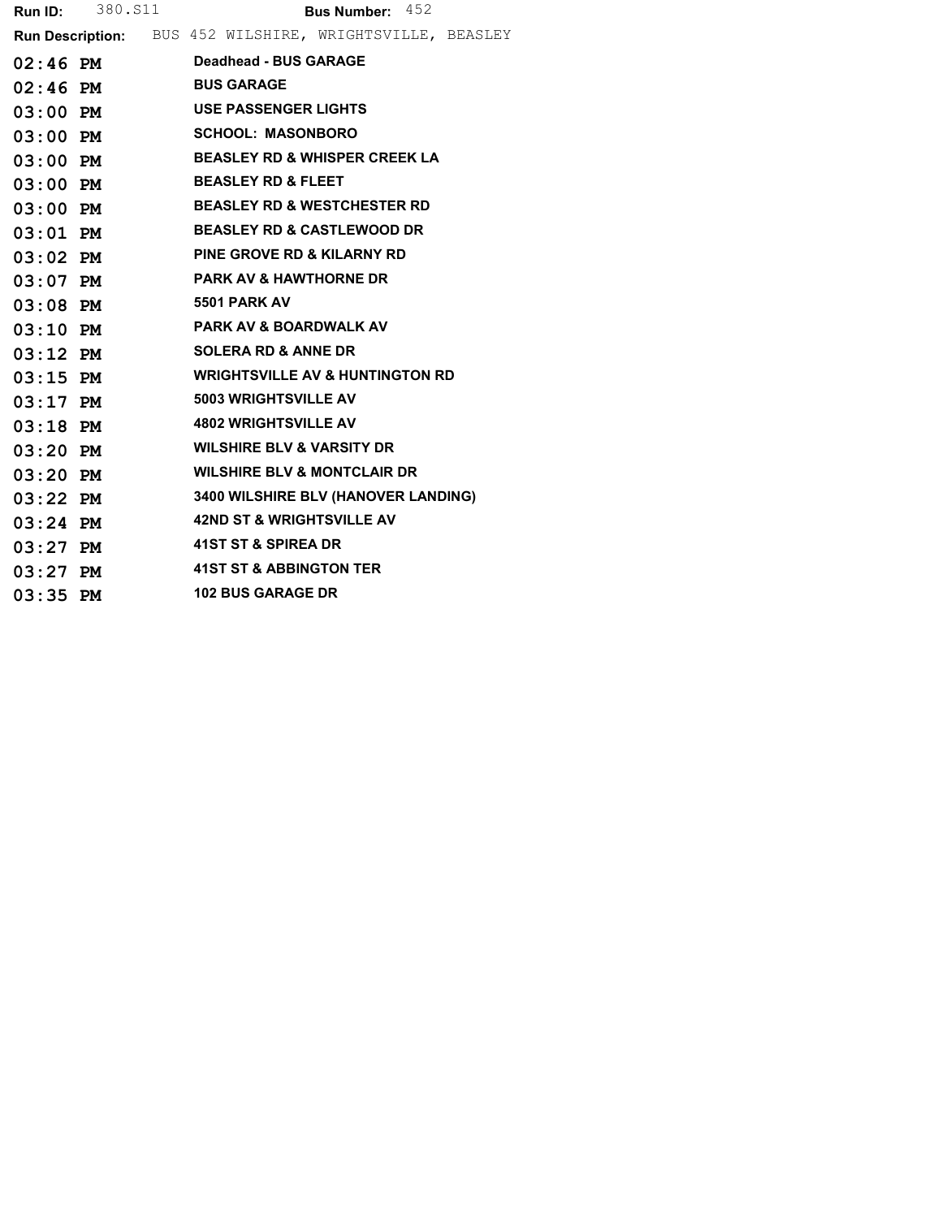**Run ID:** 380.S11 **Bus Number:** 452

**Run Description:** BUS 452 WILSHIRE, WRIGHTSVILLE, BEASLEY

| Time | Stop |
|---|---|
| **02:46 PM** | **Deadhead - BUS GARAGE** |
| **02:46 PM** | **BUS GARAGE** |
| **03:00 PM** | **USE PASSENGER LIGHTS** |
| **03:00 PM** | **SCHOOL: MASONBORO** |
| **03:00 PM** | **BEASLEY RD & WHISPER CREEK LA** |
| **03:00 PM** | **BEASLEY RD & FLEET** |
| **03:00 PM** | **BEASLEY RD & WESTCHESTER RD** |
| **03:01 PM** | **BEASLEY RD & CASTLEWOOD DR** |
| **03:02 PM** | **PINE GROVE RD & KILARNY RD** |
| **03:07 PM** | **PARK AV & HAWTHORNE DR** |
| **03:08 PM** | **5501 PARK AV** |
| **03:10 PM** | **PARK AV & BOARDWALK AV** |
| **03:12 PM** | **SOLERA RD & ANNE DR** |
| **03:15 PM** | **WRIGHTSVILLE AV & HUNTINGTON RD** |
| **03:17 PM** | **5003 WRIGHTSVILLE AV** |
| **03:18 PM** | **4802 WRIGHTSVILLE AV** |
| **03:20 PM** | **WILSHIRE BLV & VARSITY DR** |
| **03:20 PM** | **WILSHIRE BLV & MONTCLAIR DR** |
| **03:22 PM** | **3400 WILSHIRE BLV (HANOVER LANDING)** |
| **03:24 PM** | **42ND ST & WRIGHTSVILLE AV** |
| **03:27 PM** | **41ST ST & SPIREA DR** |
| **03:27 PM** | **41ST ST & ABBINGTON TER** |
| **03:35 PM** | **102 BUS GARAGE DR** |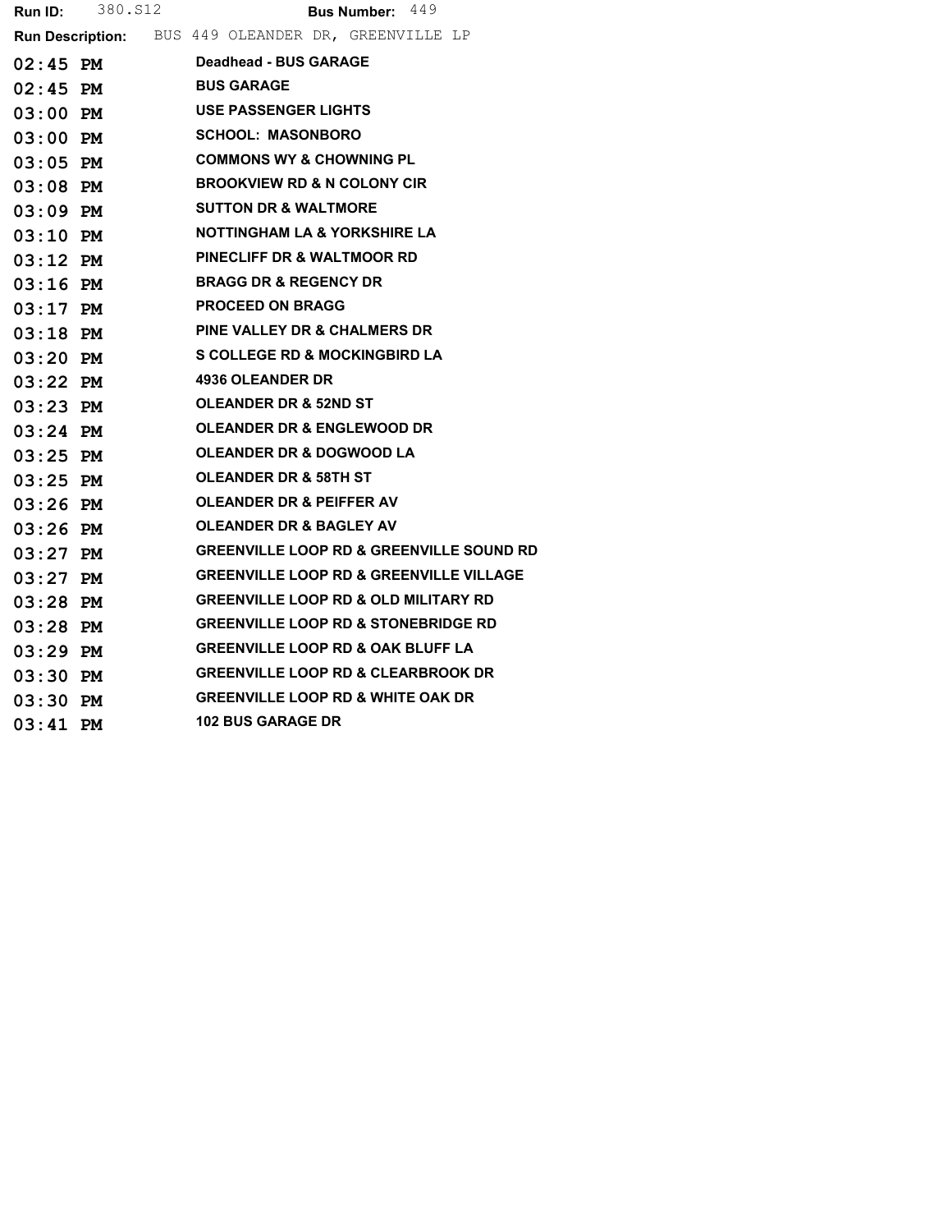**Run ID:** 380.S12 **Bus Number:** 449

**Run Description:** BUS 449 OLEANDER DR, GREENVILLE LP

| | |
|---|---|
| 02:45 PM | Deadhead - BUS GARAGE |
| 02:45 PM | BUS GARAGE |
| 03:00 PM | USE PASSENGER LIGHTS |
| 03:00 PM | SCHOOL: MASONBORO |
| 03:05 PM | COMMONS WY & CHOWNING PL |
| 03:08 PM | BROOKVIEW RD & N COLONY CIR |
| 03:09 PM | SUTTON DR & WALTMORE |
| 03:10 PM | NOTTINGHAM LA & YORKSHIRE LA |
| 03:12 PM | PINECLIFF DR & WALTMOOR RD |
| 03:16 PM | BRAGG DR & REGENCY DR |
| 03:17 PM | PROCEED ON BRAGG |
| 03:18 PM | PINE VALLEY DR & CHALMERS DR |
| 03:20 PM | S COLLEGE RD & MOCKINGBIRD LA |
| 03:22 PM | 4936 OLEANDER DR |
| 03:23 PM | OLEANDER DR & 52ND ST |
| 03:24 PM | OLEANDER DR & ENGLEWOOD DR |
| 03:25 PM | OLEANDER DR & DOGWOOD LA |
| 03:25 PM | OLEANDER DR & 58TH ST |
| 03:26 PM | OLEANDER DR & PEIFFER AV |
| 03:26 PM | OLEANDER DR & BAGLEY AV |
| 03:27 PM | GREENVILLE LOOP RD & GREENVILLE SOUND RD |
| 03:27 PM | GREENVILLE LOOP RD & GREENVILLE VILLAGE |
| 03:28 PM | GREENVILLE LOOP RD & OLD MILITARY RD |
| 03:28 PM | GREENVILLE LOOP RD & STONEBRIDGE RD |
| 03:29 PM | GREENVILLE LOOP RD & OAK BLUFF LA |
| 03:30 PM | GREENVILLE LOOP RD & CLEARBROOK DR |
| 03:30 PM | GREENVILLE LOOP RD & WHITE OAK DR |
| 03:41 PM | 102 BUS GARAGE DR |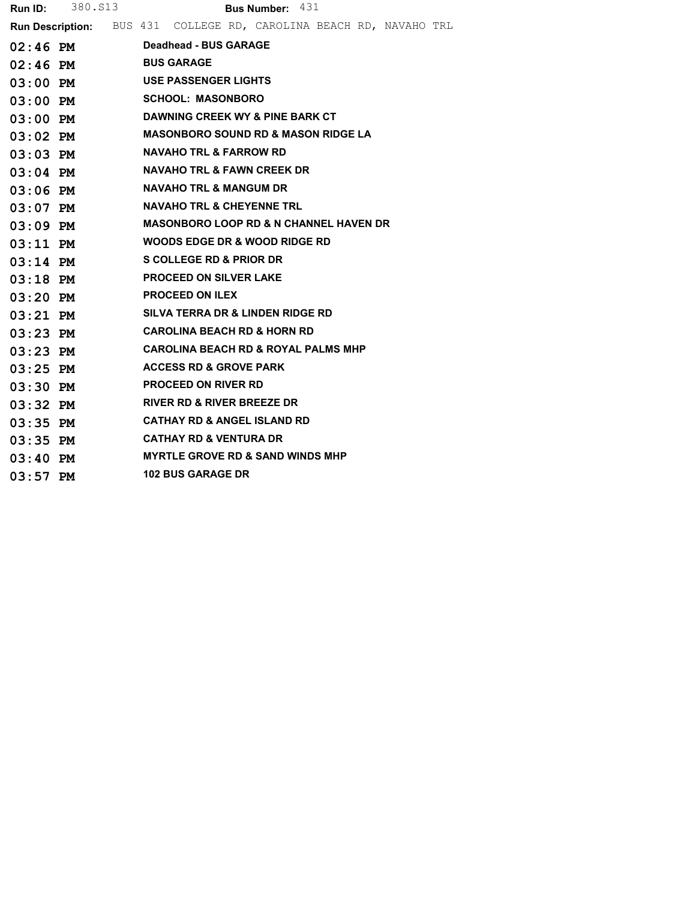**Run ID:** 380.S13 **Bus Number:** 431

**Run Description:** BUS 431 COLLEGE RD, CAROLINA BEACH RD, NAVAHO TRL

| Time | Stop |
|---|---|
| 02:46 PM | Deadhead - BUS GARAGE |
| 02:46 PM | BUS GARAGE |
| 03:00 PM | USE PASSENGER LIGHTS |
| 03:00 PM | SCHOOL: MASONBORO |
| 03:00 PM | DAWNING CREEK WY & PINE BARK CT |
| 03:02 PM | MASONBORO SOUND RD & MASON RIDGE LA |
| 03:03 PM | NAVAHO TRL & FARROW RD |
| 03:04 PM | NAVAHO TRL & FAWN CREEK DR |
| 03:06 PM | NAVAHO TRL & MANGUM DR |
| 03:07 PM | NAVAHO TRL & CHEYENNE TRL |
| 03:09 PM | MASONBORO LOOP RD & N CHANNEL HAVEN DR |
| 03:11 PM | WOODS EDGE DR & WOOD RIDGE RD |
| 03:14 PM | S COLLEGE RD & PRIOR DR |
| 03:18 PM | PROCEED ON SILVER LAKE |
| 03:20 PM | PROCEED ON ILEX |
| 03:21 PM | SILVA TERRA DR & LINDEN RIDGE RD |
| 03:23 PM | CAROLINA BEACH RD & HORN RD |
| 03:23 PM | CAROLINA BEACH RD & ROYAL PALMS MHP |
| 03:25 PM | ACCESS RD & GROVE PARK |
| 03:30 PM | PROCEED ON RIVER RD |
| 03:32 PM | RIVER RD & RIVER BREEZE DR |
| 03:35 PM | CATHAY RD & ANGEL ISLAND RD |
| 03:35 PM | CATHAY RD & VENTURA DR |
| 03:40 PM | MYRTLE GROVE RD & SAND WINDS MHP |
| 03:57 PM | 102 BUS GARAGE DR |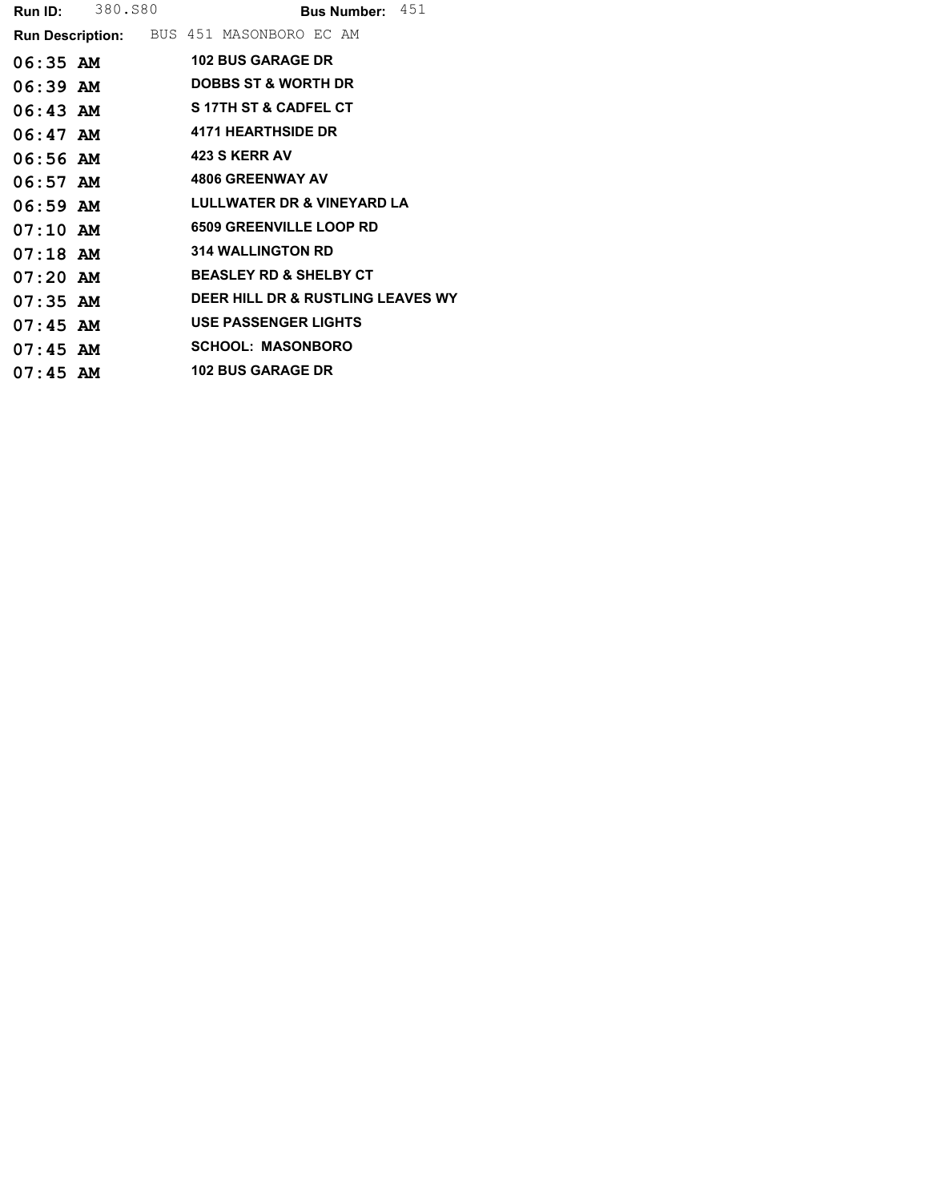**Run ID:** 380.S80 **Bus Number:** 451

**Run Description:** BUS 451 MASONBORO EC AM

| Time | Stop |
| --- | --- |
| 06:35 AM | 102 BUS GARAGE DR |
| 06:39 AM | DOBBS ST & WORTH DR |
| 06:43 AM | S 17TH ST & CADFEL CT |
| 06:47 AM | 4171 HEARTHSIDE DR |
| 06:56 AM | 423 S KERR AV |
| 06:57 AM | 4806 GREENWAY AV |
| 06:59 AM | LULLWATER DR & VINEYARD LA |
| 07:10 AM | 6509 GREENVILLE LOOP RD |
| 07:18 AM | 314 WALLINGTON RD |
| 07:20 AM | BEASLEY RD & SHELBY CT |
| 07:35 AM | DEER HILL DR & RUSTLING LEAVES WY |
| 07:45 AM | USE PASSENGER LIGHTS |
| 07:45 AM | SCHOOL: MASONBORO |
| 07:45 AM | 102 BUS GARAGE DR |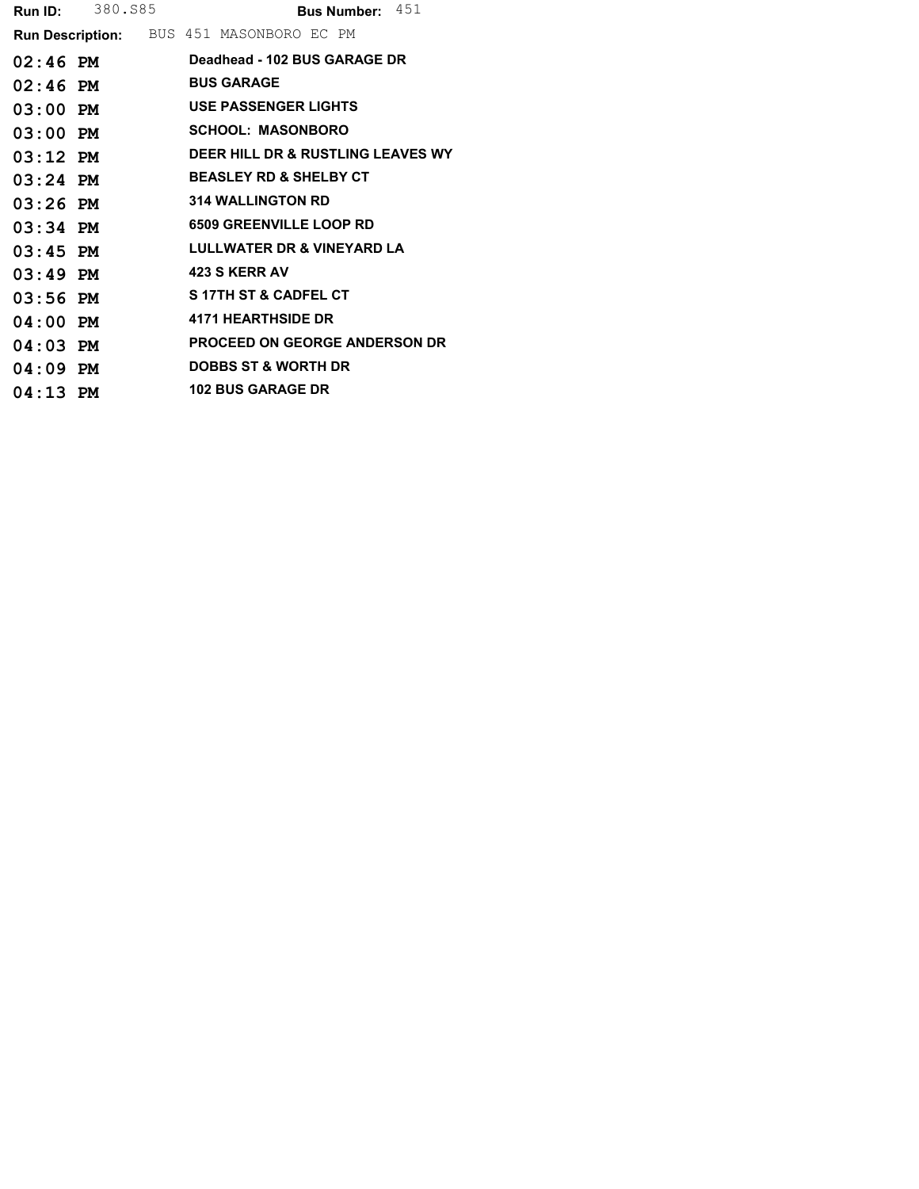**Run ID:** 380.S85 **Bus Number:** 451

**Run Description:** BUS 451 MASONBORO EC PM

| | |
|---|---|
| 02:46 PM | Deadhead - 102 BUS GARAGE DR |
| 02:46 PM | BUS GARAGE |
| 03:00 PM | USE PASSENGER LIGHTS |
| 03:00 PM | SCHOOL: MASONBORO |
| 03:12 PM | DEER HILL DR & RUSTLING LEAVES WY |
| 03:24 PM | BEASLEY RD & SHELBY CT |
| 03:26 PM | 314 WALLINGTON RD |
| 03:34 PM | 6509 GREENVILLE LOOP RD |
| 03:45 PM | LULLWATER DR & VINEYARD LA |
| 03:49 PM | 423 S KERR AV |
| 03:56 PM | S 17TH ST & CADFEL CT |
| 04:00 PM | 4171 HEARTHSIDE DR |
| 04:03 PM | PROCEED ON GEORGE ANDERSON DR |
| 04:09 PM | DOBBS ST & WORTH DR |
| 04:13 PM | 102 BUS GARAGE DR |